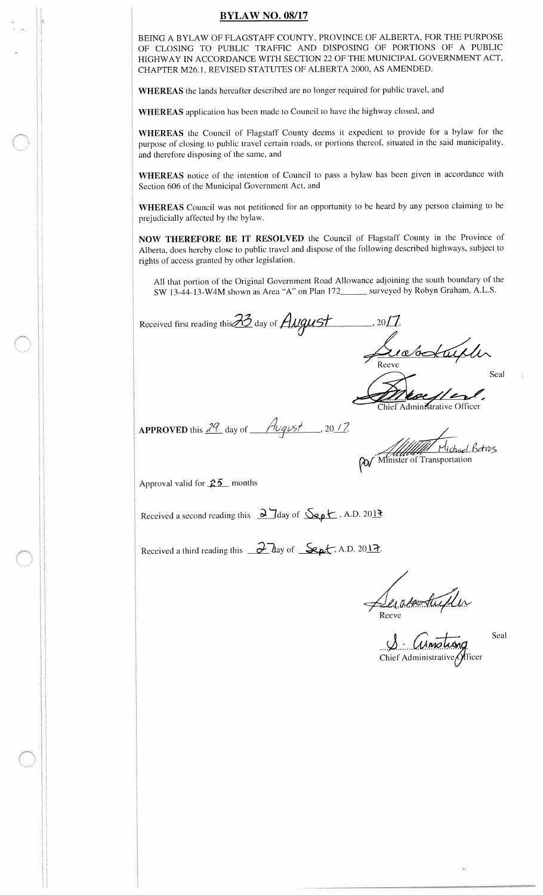# BYLAW NO. 08/17

BEING A BYLAW OF FLAGSTAFF COUNTY, PROVINCE OF ALBERTA, FOR THE PURPOSE OF CLOSING TO PUBLIC TRAFFIC AND DISPOSING OF PORTIONS OF A PUBLIC HIGHWAY IN ACCORDANCE WITH SECTION 22 OF THE MUNICIPAL GOVERNMENT ACT, CHAPTER M26.1, REVISED STATUTES OF ALBERTA 2000, AS AMENDED.

**WHEREAS** the lands hereafter described are no longer required for public travel, and

**WHEREAS** application has been made to Council to have the highway closed, and

**WHEREAS** the Council of Flagstaff County deems it expedient to provide for a bylaw for the purpose of closing to public travel certain roads, or portions thereof, situated in the said municipality, and therefore disposing of the same, and

**WHEREAS** notice of the intention of Council to pass a bylaw has been given in accordance with Section 606 of the Municipal Government Act, and

**WHEREAS** Council was not petitioned for an opportunity to be heard by any person claiming to be prejudicially affected by the bylaw.

**NOW THEREFORE BE IT RESOLVED** the Council of Flagstaff County in the Province of Alberta, does hereby close to public travel and dispose of the following described highways, subject to rights of access granted by other legislation.

All that portion of the Original Government Road Allowance adjoining the south boundary of the SW 13-44-13-W4M shown as Area "A" on Plan 172______ surveyed by Robyn Graham, A.L.S.

Received first reading this 23 day of August, 2017.

Reeve

Seal

Chief Administrative Officer

**APPROVED** this 29 day of August, 2017.

Michael Botros
for Minister of Transportation

Approval valid for 25 months

Received a second reading this 27 day of Sept, A.D. 2017.

Received a third reading this 27 day of Sept, A.D. 2017.

Reeve

Seal

S. Armstrong
Chief Administrative Officer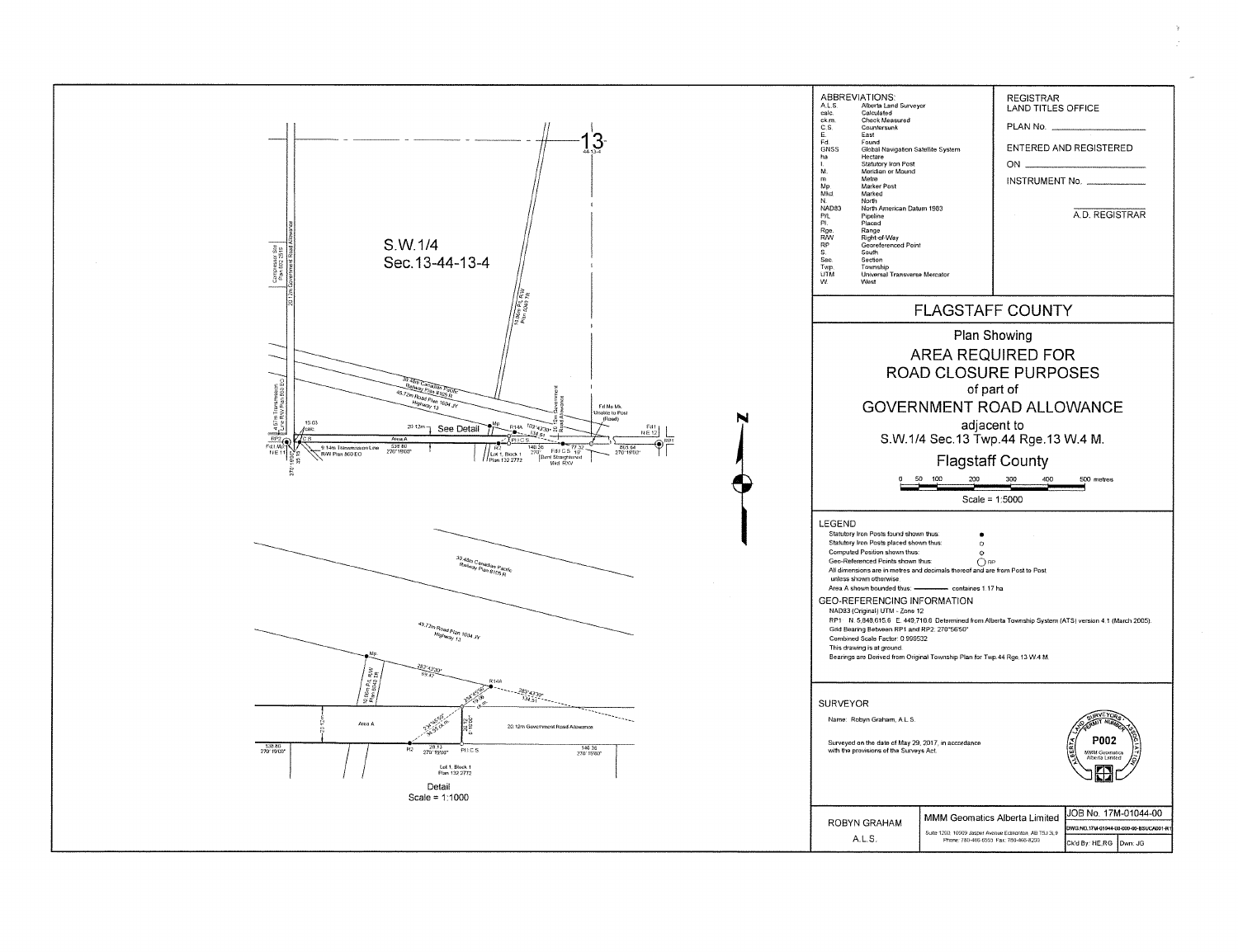S.W.1/4
Sec.13-44-13-4

13
44-13-4

Compressor Site Plan 882 2815

20.12m Government Road Allowance

4.57m Transmission Line R/W Plan 860 EO

10.06m P/L R/W Plan 5063 TR

30.48m Canadian Pacific Railway Plan 6105 R

45.72m Road Plan 1604 JY Highway 13

20.12m Government Road Allowance

Fd Mo Mk. Unable to Post (Road)

See Detail

Area A

9.14m Transmission Line R/W Plan 860 EO

538.80 270°19'00"

Lot 1, Block 1 Plan 132 2772

Bent Straightened Mkd. RXV

Fd I N.E.12

RP1

RP2

Fd I Mo N.E.11

15.03 calc.

N

Detail
Scale = 1:1000

Mp

283°43'30" 69.47

R14A

283°43'30" 134.51

20.12m Government Road Allowance

538.80 270°19'00"

28.13 270°19'00"

146.36 270°19'00"

R2

Pl I C.S.

## ABBREVIATIONS:

| | |
|---|---|
| A.L.S. | Alberta Land Surveyor |
| calc. | Calculated |
| ck.m. | Check Measured |
| C.S. | Countersunk |
| E. | East |
| Fd. | Found |
| GNSS | Global Navigation Satellite System |
| ha | Hectare |
| I. | Statutory Iron Post |
| M. | Meridian or Mound |
| m | Metre |
| Mp | Marker Post |
| Mkd | Marked |
| N. | North |
| NAD83 | North American Datum 1983 |
| P/L | Pipeline |
| Pl. | Placed |
| Rge. | Range |
| R/W | Right-of-Way |
| RP | Georeferenced Point |
| S. | South |
| Sec. | Section |
| Twp. | Township |
| UTM | Universal Transverse Mercator |
| W. | West |

REGISTRAR
LAND TITLES OFFICE

PLAN No. ______________

ENTERED AND REGISTERED

ON ______________

INSTRUMENT No. ______________

______________
A.D. REGISTRAR

# FLAGSTAFF COUNTY

Plan Showing

## AREA REQUIRED FOR ROAD CLOSURE PURPOSES

of part of

## GOVERNMENT ROAD ALLOWANCE

adjacent to
S.W.1/4 Sec.13 Twp.44 Rge.13 W.4 M.

Flagstaff County

0 50 100 200 300 400 500 metres

Scale = 1:5000

## LEGEND

Statutory Iron Posts found shown thus: ●
Statutory Iron Posts placed shown thus: ○
Computed Position shown thus: ○
Geo-Referenced Points shown thus: ○ RP
All dimensions are in metres and decimals thereof and are from Post to Post unless shown otherwise.
Area A shown bounded thus: ———— contains 1.17 ha

## GEO-REFERENCING INFORMATION

NAD83 (Original) UTM - Zone 12
RP1 N. 5,848,615.6 E. 449,718.6 Determined from Alberta Township System (ATS) version 4.1 (March 2005).
Grid Bearing Between RP1 and RP2: 270°56'50"
Combined Scale Factor: 0.999532
This drawing is at ground.
Bearings are Derived from Original Township Plan for Twp.44 Rge.13 W.4 M.

## SURVEYOR

Name: Robyn Graham, A.L.S.

Surveyed on the date of May 29, 2017, in accordance with the provisions of the Surveys Act.

ALBERTA LAND SURVEYORS' ASSOCIATION PERMIT NUMBER P002 MMM Geomatics Alberta Limited

ROBYN GRAHAM
A.L.S.

MMM Geomatics Alberta Limited
Suite 1200, 10909 Jasper Avenue Edmonton, AB T5J 3L9
Phone: 780-486-6555 Fax: 780-486-8230

JOB No. 17M-01044-00
DWG.NO.17M-01044-00-000-00-BSUCAD01-R1
Ck'd By: HE,RG Dwn: JG